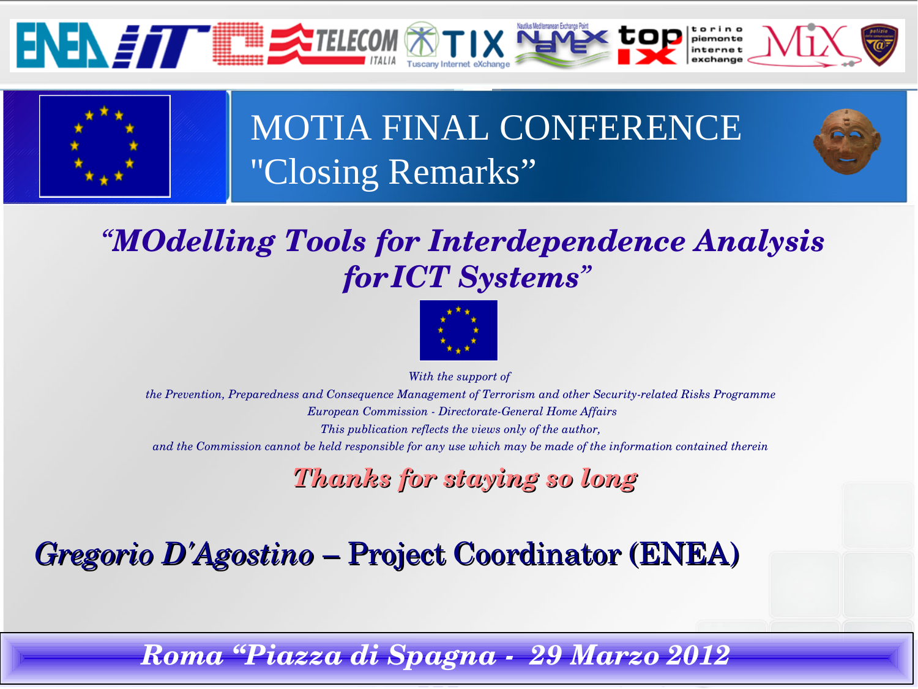# MOTIA FINAL CONFERENCE

## "Closing Remarks"

***"MOdelling Tools for Interdependence Analysis for ICT Systems"***

*With the support of*

*the Prevention, Preparedness and Consequence Management of Terrorism and other Security-related Risks Programme*

*European Commission - Directorate-General Home Affairs*

*This publication reflects the views only of the author,*

*and the Commission cannot be held responsible for any use which may be made of the information contained therein*

***Thanks for staying so long***

***Gregorio D'Agostino – Project Coordinator (ENEA)***

***Roma "Piazza di Spagna - 29 Marzo 2012***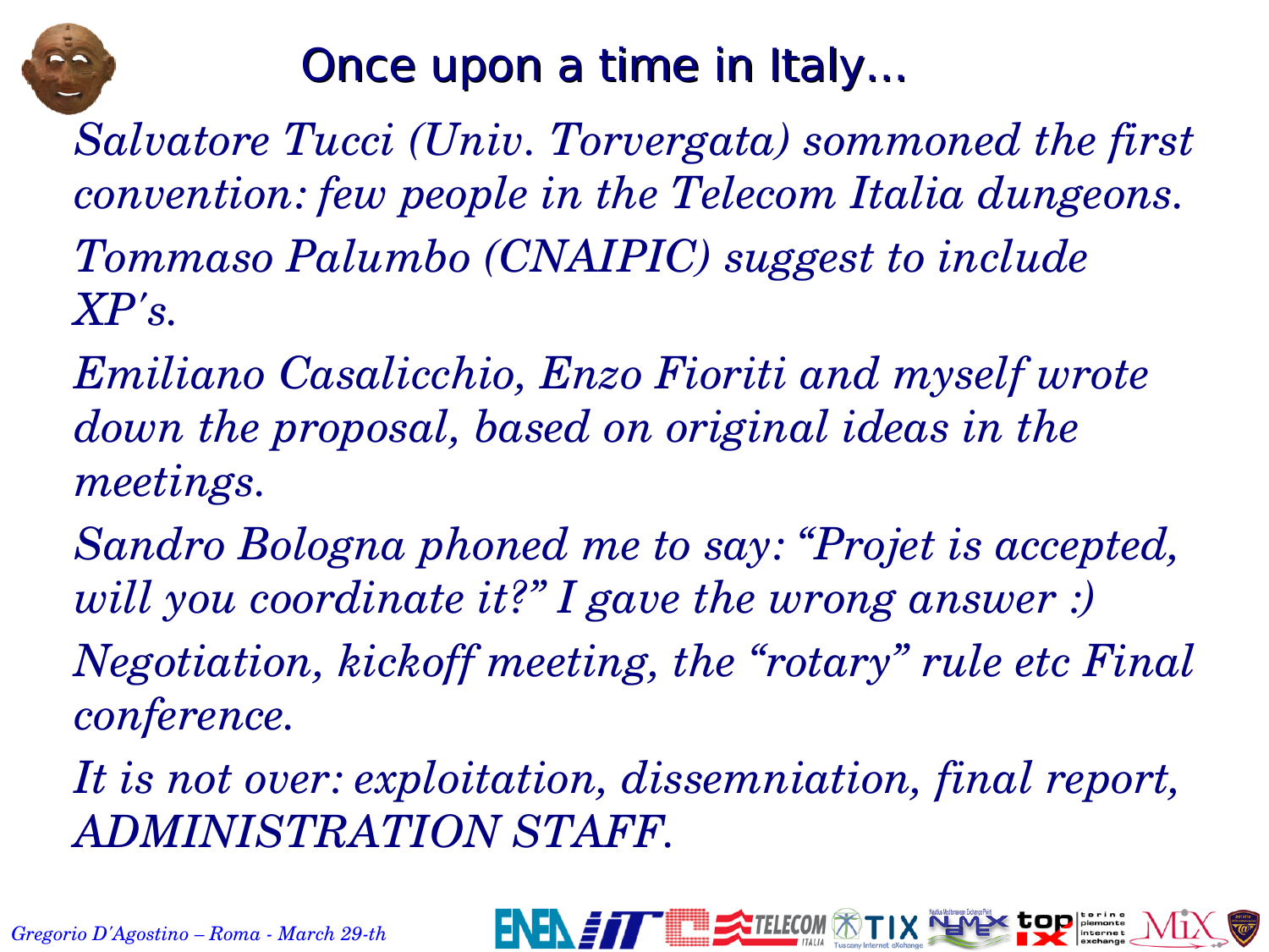# Once upon a time in Italy...

*Salvatore Tucci (Univ. Torvergata) sommoned the first convention: few people in the Telecom Italia dungeons.*

*Tommaso Palumbo (CNAIPIC) suggest to include XP's.*

*Emiliano Casalicchio, Enzo Fioriti and myself wrote down the proposal, based on original ideas in the meetings.*

*Sandro Bologna phoned me to say: "Projet is accepted, will you coordinate it?" I gave the wrong answer :)*

*Negotiation, kickoff meeting, the "rotary" rule etc Final conference.*

*It is not over: exploitation, dissemniation, final report, ADMINISTRATION STAFF.*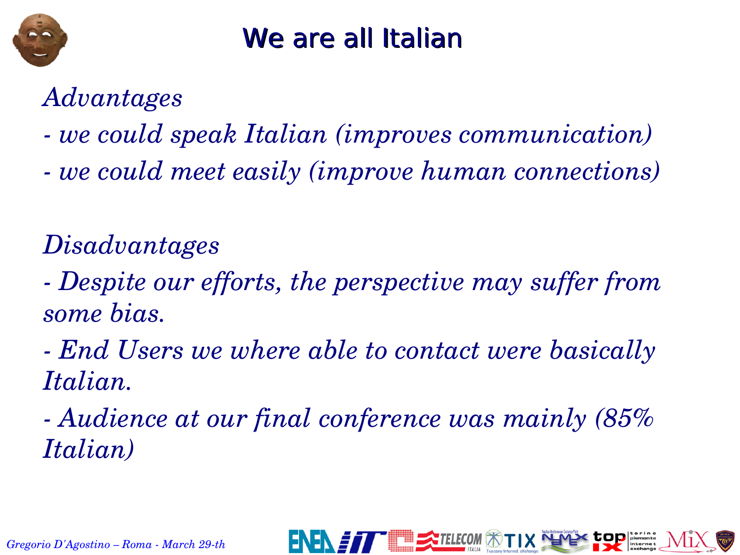# We are all Italian

*Advantages*

*- we could speak Italian (improves communication)*

*- we could meet easily (improve human connections)*

*Disadvantages*

*- Despite our efforts, the perspective may suffer from some bias.*

*- End Users we where able to contact were basically Italian.*

*- Audience at our final conference was mainly (85% Italian)*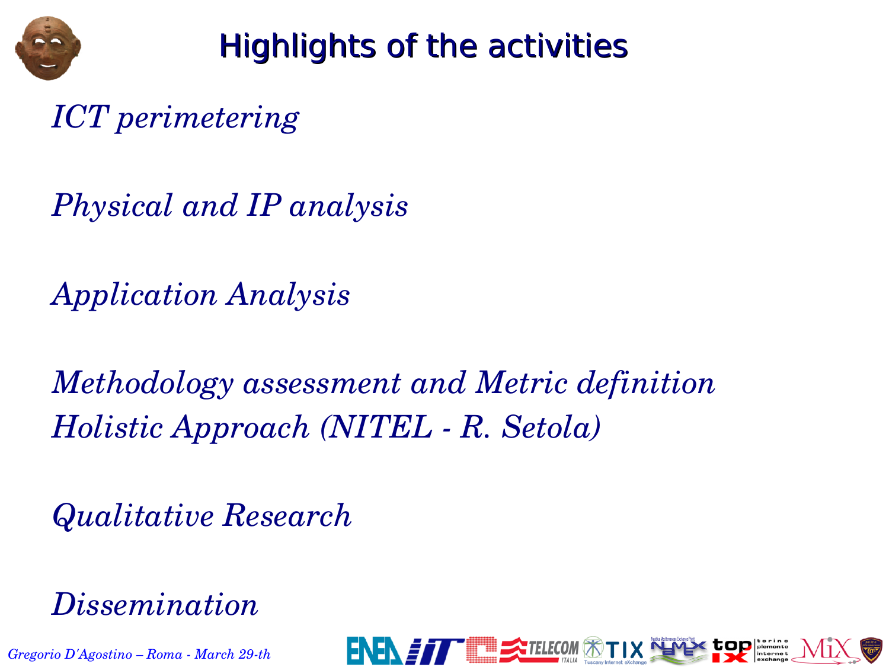# Highlights of the activities

*ICT perimetering*

*Physical and IP analysis*

*Application Analysis*

*Methodology assessment and Metric definition*
*Holistic Approach (NITEL - R. Setola)*

*Qualitative Research*

*Dissemination*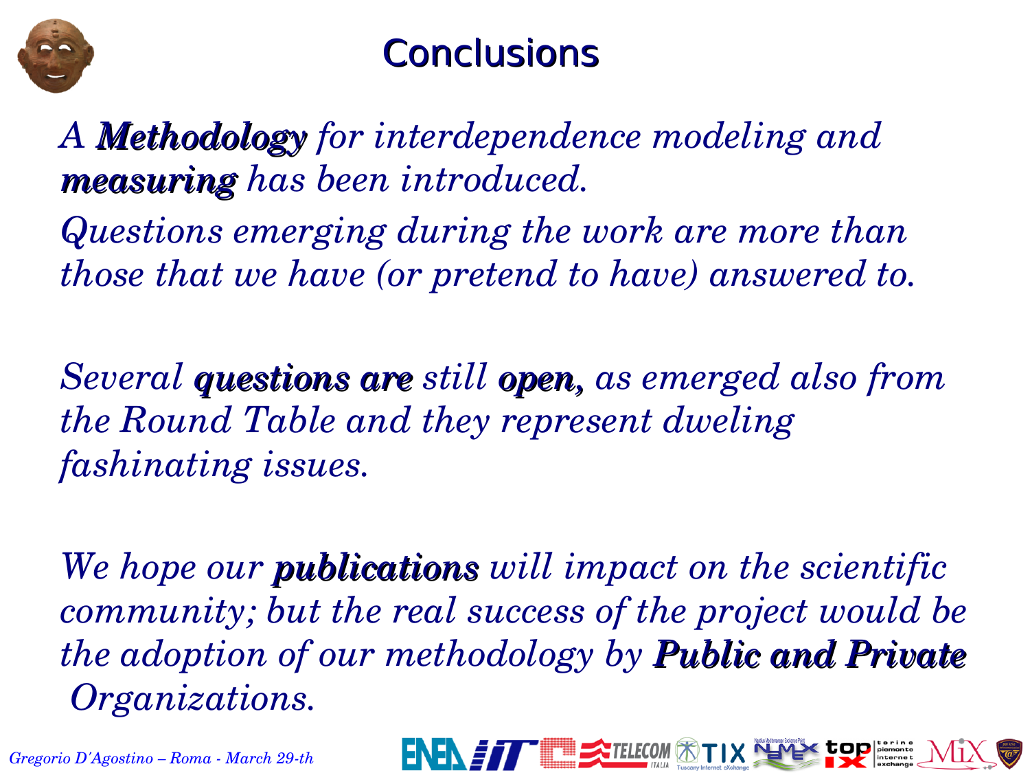# Conclusions

*A* ***Methodology*** *for interdependence modeling and* ***measuring*** *has been introduced.*

*Questions emerging during the work are more than those that we have (or pretend to have) answered to.*

*Several* ***questions are*** *still* ***open,*** *as emerged also from the Round Table and they represent dweling fashinating issues.*

*We hope our* ***publications*** *will impact on the scientific community; but the real success of the project would be the adoption of our methodology by* ***Public and Private*** *Organizations.*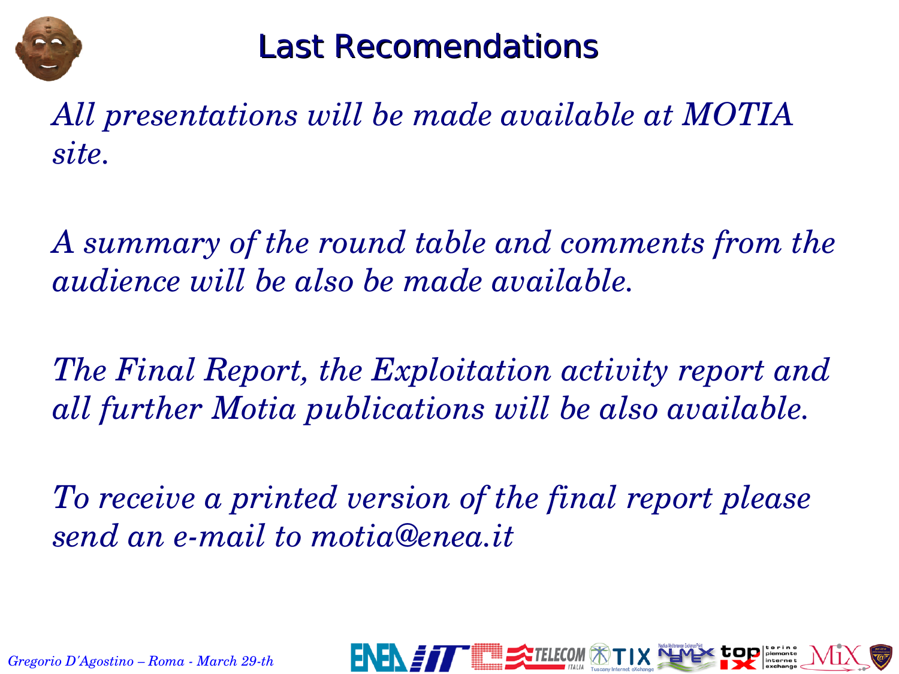# Last Recomendations

*All presentations will be made available at MOTIA site.*

*A summary of the round table and comments from the audience will be also be made available.*

*The Final Report, the Exploitation activity report and all further Motia publications will be also available.*

*To receive a printed version of the final report please send an e-mail to motia@enea.it*

*Gregorio D'Agostino – Roma - March 29-th*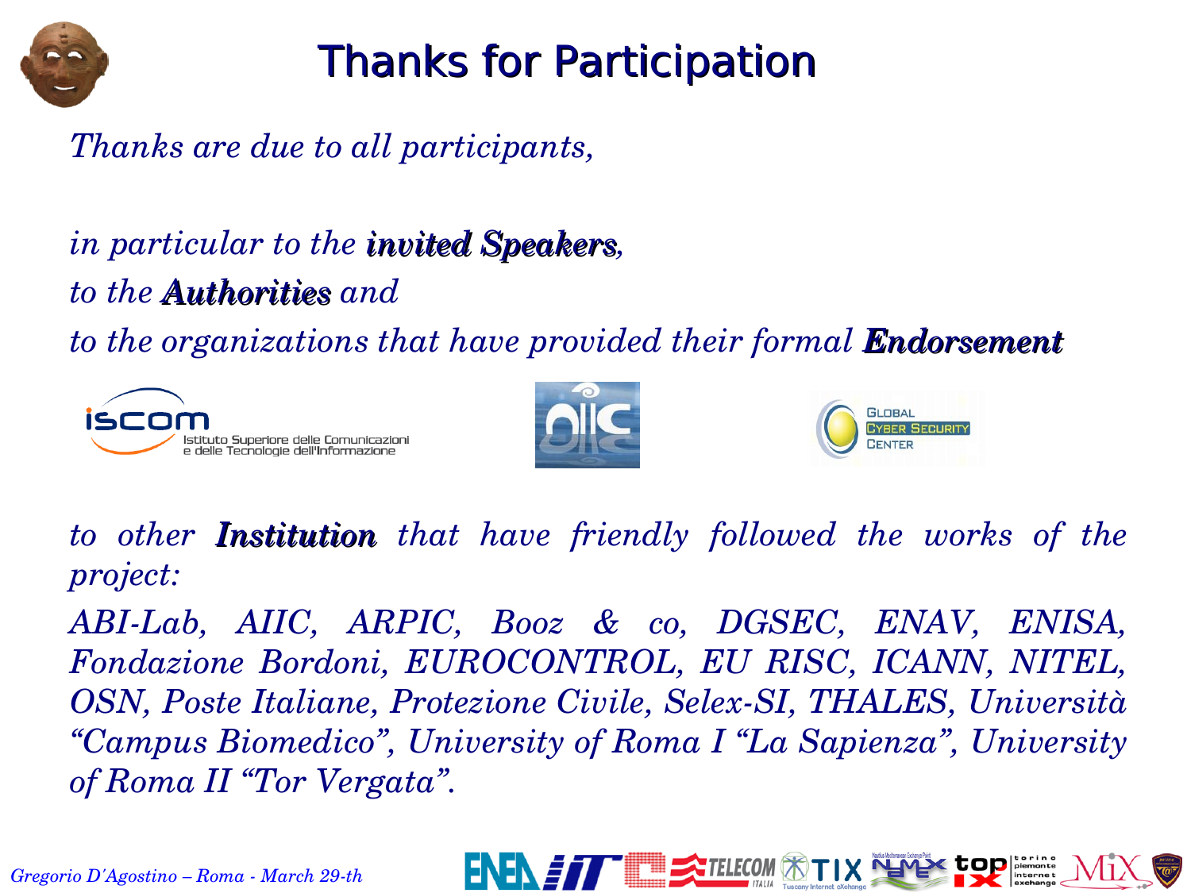# Thanks for Participation

*Thanks are due to all participants,*

*in particular to the* ***invited Speakers****,*

*to the* ***Authorities*** *and*

*to the organizations that have provided their formal* ***Endorsement***

iscom Istituto Superiore delle Comunicazioni e delle Tecnologie dell'Informazione

AIIC

Global Cyber Security Center

*to other* ***Institution*** *that have friendly followed the works of the project:*

*ABI-Lab, AIIC, ARPIC, Booz & co, DGSEC, ENAV, ENISA, Fondazione Bordoni, EUROCONTROL, EU RISC, ICANN, NITEL, OSN, Poste Italiane, Protezione Civile, Selex-SI, THALES, Università "Campus Biomedico", University of Roma I "La Sapienza", University of Roma II "Tor Vergata".*

*Gregorio D'Agostino – Roma - March 29-th*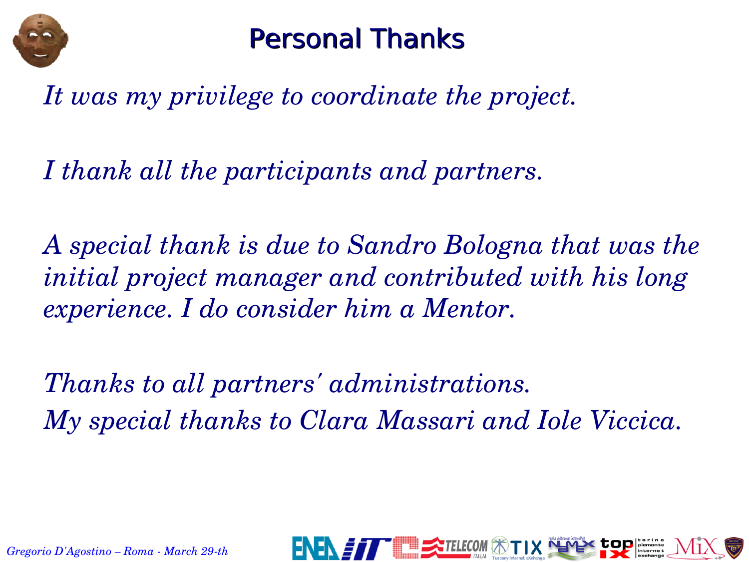# Personal Thanks

*It was my privilege to coordinate the project.*

*I thank all the participants and partners.*

*A special thank is due to Sandro Bologna that was the initial project manager and contributed with his long experience. I do consider him a Mentor.*

*Thanks to all partners' administrations.*
*My special thanks to Clara Massari and Iole Viccica.*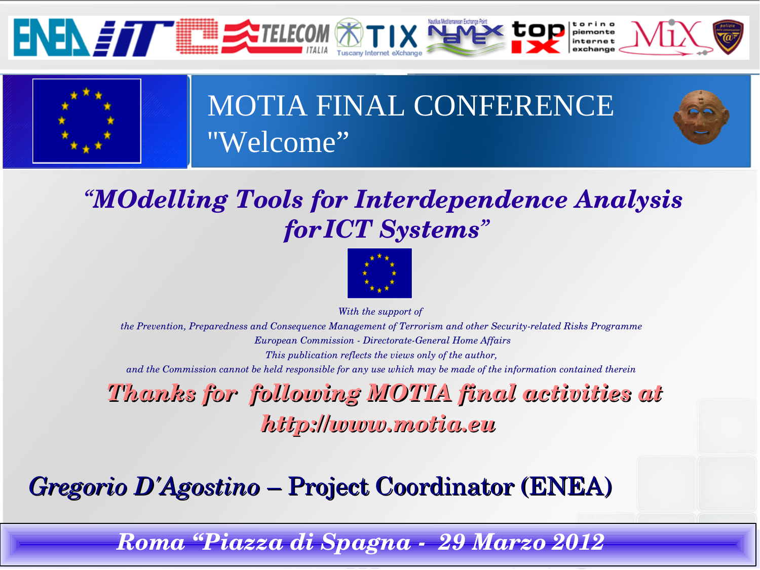# MOTIA FINAL CONFERENCE "Welcome”

## *“MOdelling Tools for Interdependence Analysis forICT Systems”*

*With the support of*
*the Prevention, Preparedness and Consequence Management of Terrorism and other Security-related Risks Programme*
*European Commission - Directorate-General Home Affairs*
*This publication reflects the views only of the author,*
*and the Commission cannot be held responsible for any use which may be made of the information contained therein*

***Thanks for following MOTIA final activities at http://www.motia.eu***

***Gregorio D'Agostino* – Project Coordinator (ENEA)**

*Roma “Piazza di Spagna - 29 Marzo 2012*